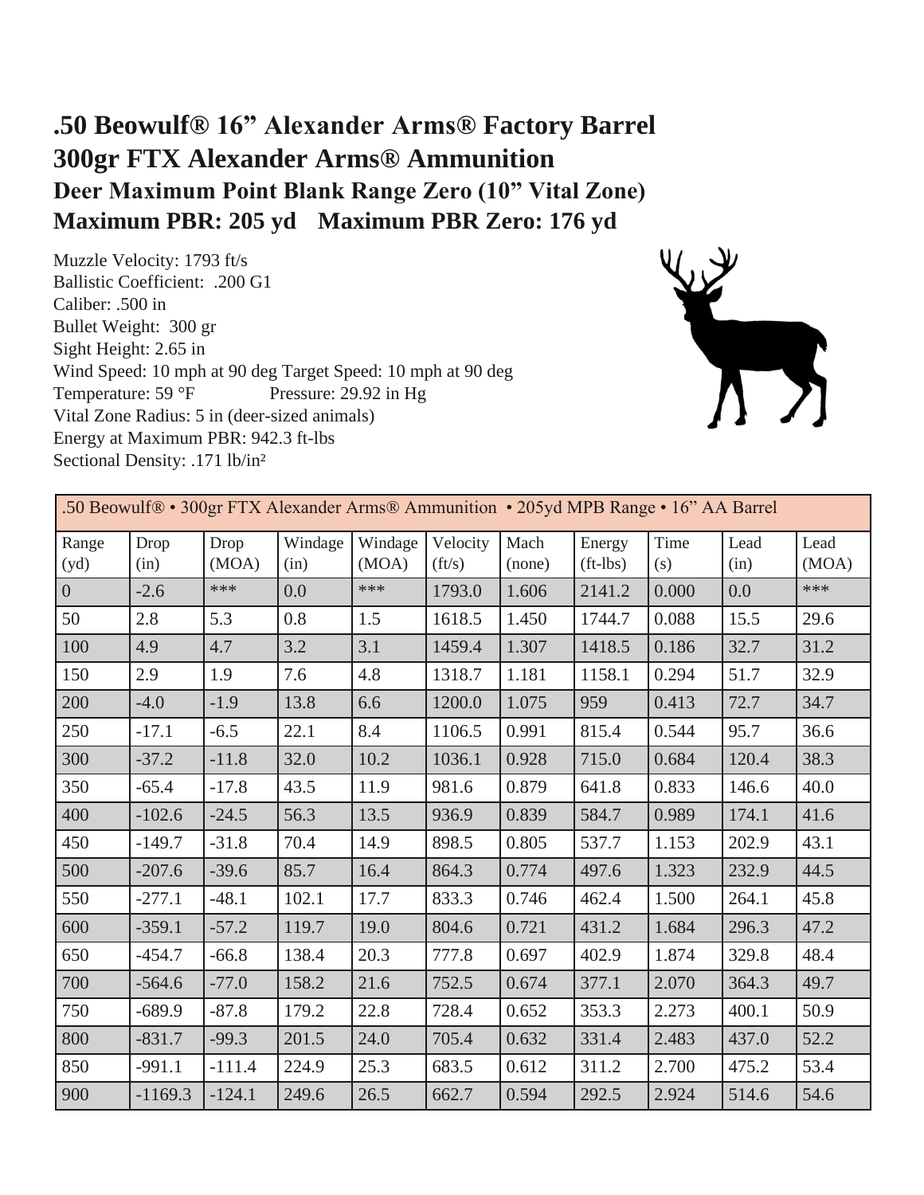# .50 Beowulf® 16” Alexander Arms® Factory Barrel

# 300gr FTX Alexander Arms® Ammunition

## Deer Maximum Point Blank Range Zero (10” Vital Zone)

## Maximum PBR: 205 yd    Maximum PBR Zero: 176 yd

Muzzle Velocity: 1793 ft/s
Ballistic Coefficient: .200 G1
Caliber: .500 in
Bullet Weight: 300 gr
Sight Height: 2.65 in
Wind Speed: 10 mph at 90 deg Target Speed: 10 mph at 90 deg
Temperature: 59 °F    Pressure: 29.92 in Hg
Vital Zone Radius: 5 in (deer-sized animals)
Energy at Maximum PBR: 942.3 ft-lbs
Sectional Density: .171 lb/in²

| .50 Beowulf® • 300gr FTX Alexander Arms® Ammunition • 205yd MPB Range • 16” AA Barrel | | | | | | | | | | |
|---|---|---|---|---|---|---|---|---|---|---|
| Range (yd) | Drop (in) | Drop (MOA) | Windage (in) | Windage (MOA) | Velocity (ft/s) | Mach (none) | Energy (ft-lbs) | Time (s) | Lead (in) | Lead (MOA) |
| 0 | -2.6 | *** | 0.0 | *** | 1793.0 | 1.606 | 2141.2 | 0.000 | 0.0 | *** |
| 50 | 2.8 | 5.3 | 0.8 | 1.5 | 1618.5 | 1.450 | 1744.7 | 0.088 | 15.5 | 29.6 |
| 100 | 4.9 | 4.7 | 3.2 | 3.1 | 1459.4 | 1.307 | 1418.5 | 0.186 | 32.7 | 31.2 |
| 150 | 2.9 | 1.9 | 7.6 | 4.8 | 1318.7 | 1.181 | 1158.1 | 0.294 | 51.7 | 32.9 |
| 200 | -4.0 | -1.9 | 13.8 | 6.6 | 1200.0 | 1.075 | 959 | 0.413 | 72.7 | 34.7 |
| 250 | -17.1 | -6.5 | 22.1 | 8.4 | 1106.5 | 0.991 | 815.4 | 0.544 | 95.7 | 36.6 |
| 300 | -37.2 | -11.8 | 32.0 | 10.2 | 1036.1 | 0.928 | 715.0 | 0.684 | 120.4 | 38.3 |
| 350 | -65.4 | -17.8 | 43.5 | 11.9 | 981.6 | 0.879 | 641.8 | 0.833 | 146.6 | 40.0 |
| 400 | -102.6 | -24.5 | 56.3 | 13.5 | 936.9 | 0.839 | 584.7 | 0.989 | 174.1 | 41.6 |
| 450 | -149.7 | -31.8 | 70.4 | 14.9 | 898.5 | 0.805 | 537.7 | 1.153 | 202.9 | 43.1 |
| 500 | -207.6 | -39.6 | 85.7 | 16.4 | 864.3 | 0.774 | 497.6 | 1.323 | 232.9 | 44.5 |
| 550 | -277.1 | -48.1 | 102.1 | 17.7 | 833.3 | 0.746 | 462.4 | 1.500 | 264.1 | 45.8 |
| 600 | -359.1 | -57.2 | 119.7 | 19.0 | 804.6 | 0.721 | 431.2 | 1.684 | 296.3 | 47.2 |
| 650 | -454.7 | -66.8 | 138.4 | 20.3 | 777.8 | 0.697 | 402.9 | 1.874 | 329.8 | 48.4 |
| 700 | -564.6 | -77.0 | 158.2 | 21.6 | 752.5 | 0.674 | 377.1 | 2.070 | 364.3 | 49.7 |
| 750 | -689.9 | -87.8 | 179.2 | 22.8 | 728.4 | 0.652 | 353.3 | 2.273 | 400.1 | 50.9 |
| 800 | -831.7 | -99.3 | 201.5 | 24.0 | 705.4 | 0.632 | 331.4 | 2.483 | 437.0 | 52.2 |
| 850 | -991.1 | -111.4 | 224.9 | 25.3 | 683.5 | 0.612 | 311.2 | 2.700 | 475.2 | 53.4 |
| 900 | -1169.3 | -124.1 | 249.6 | 26.5 | 662.7 | 0.594 | 292.5 | 2.924 | 514.6 | 54.6 |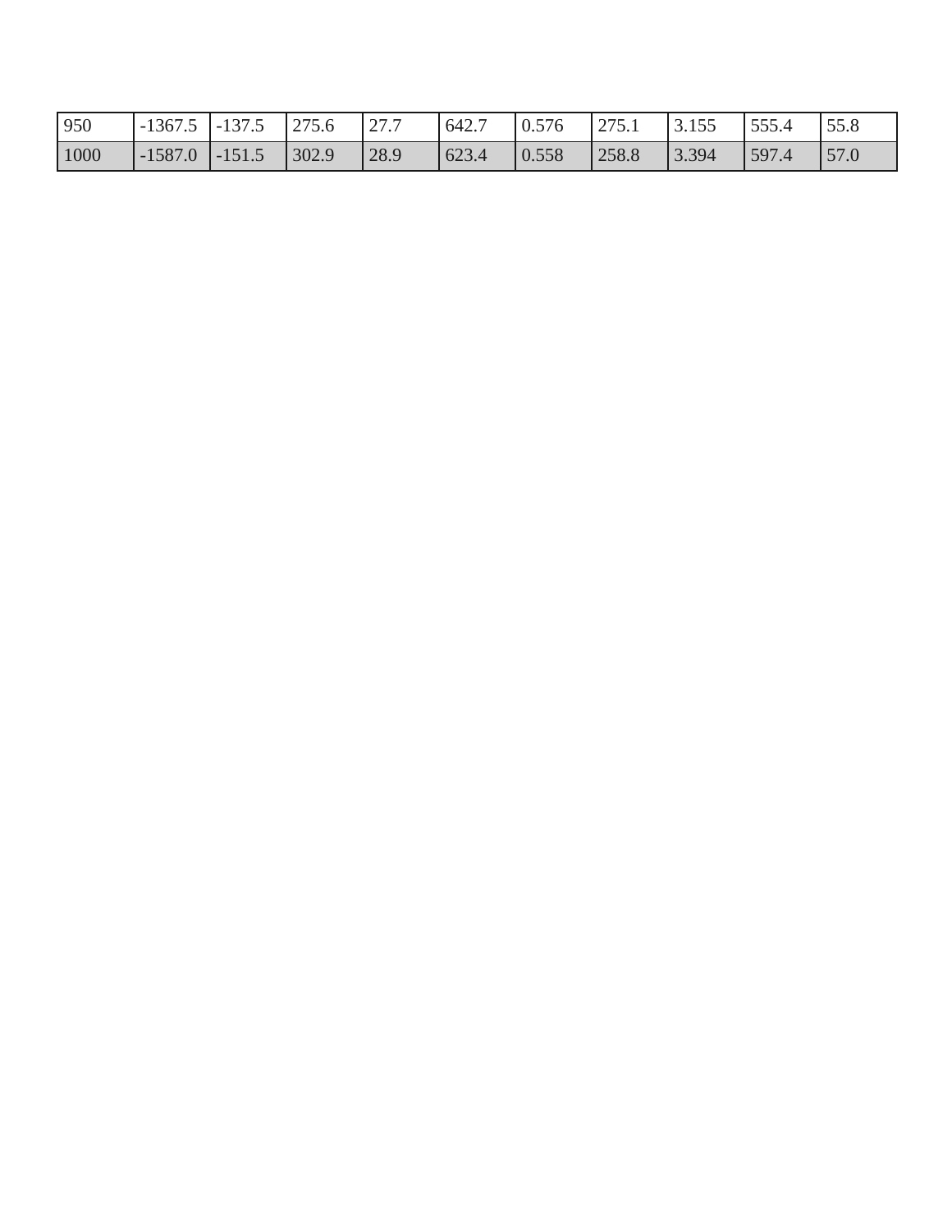| | | | | | | | | | | |
|---|---|---|---|---|---|---|---|---|---|---|
| 950 | -1367.5 | -137.5 | 275.6 | 27.7 | 642.7 | 0.576 | 275.1 | 3.155 | 555.4 | 55.8 |
| 1000 | -1587.0 | -151.5 | 302.9 | 28.9 | 623.4 | 0.558 | 258.8 | 3.394 | 597.4 | 57.0 |